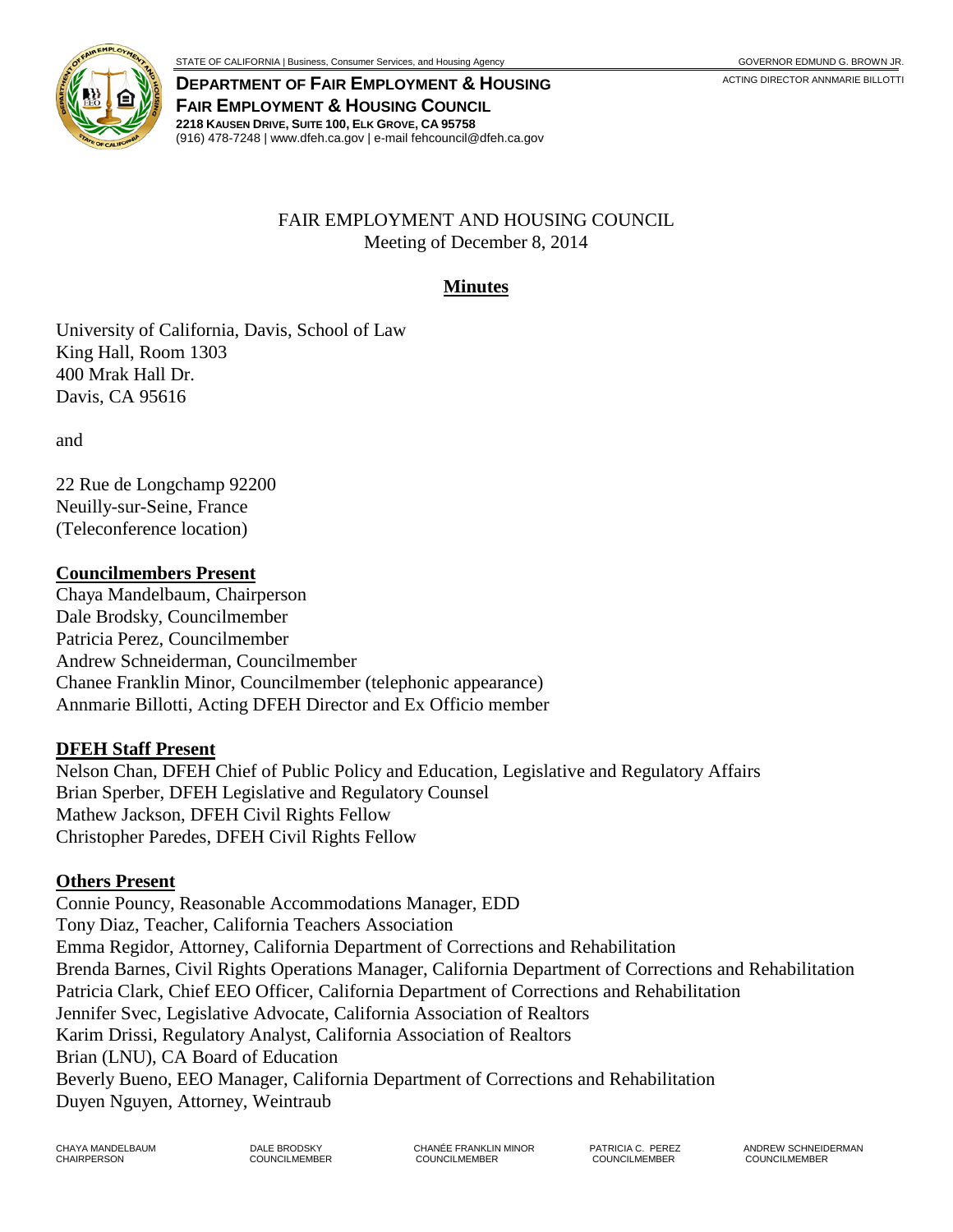STATE OF CALIFORNIA | Business, Consumer Services, and Housing Agency — GOVERNOR EDMUND G. BROWN JR.

**DEPARTMENT OF FAIR EMPLOYMENT & HOUSING**
**FAIR EMPLOYMENT & HOUSING COUNCIL**
**2218 KAUSEN DRIVE, SUITE 100, ELK GROVE, CA 95758**
(916) 478-7248 | www.dfeh.ca.gov | e-mail fehcouncil@dfeh.ca.gov

ACTING DIRECTOR ANNMARIE BILLOTTI

FAIR EMPLOYMENT AND HOUSING COUNCIL
Meeting of December 8, 2014

# Minutes

University of California, Davis, School of Law
King Hall, Room 1303
400 Mrak Hall Dr.
Davis, CA 95616

and

22 Rue de Longchamp 92200
Neuilly-sur-Seine, France
(Teleconference location)

## Councilmembers Present

Chaya Mandelbaum, Chairperson
Dale Brodsky, Councilmember
Patricia Perez, Councilmember
Andrew Schneiderman, Councilmember
Chanee Franklin Minor, Councilmember (telephonic appearance)
Annmarie Billotti, Acting DFEH Director and Ex Officio member

## DFEH Staff Present

Nelson Chan, DFEH Chief of Public Policy and Education, Legislative and Regulatory Affairs
Brian Sperber, DFEH Legislative and Regulatory Counsel
Mathew Jackson, DFEH Civil Rights Fellow
Christopher Paredes, DFEH Civil Rights Fellow

## Others Present

Connie Pouncy, Reasonable Accommodations Manager, EDD
Tony Diaz, Teacher, California Teachers Association
Emma Regidor, Attorney, California Department of Corrections and Rehabilitation
Brenda Barnes, Civil Rights Operations Manager, California Department of Corrections and Rehabilitation
Patricia Clark, Chief EEO Officer, California Department of Corrections and Rehabilitation
Jennifer Svec, Legislative Advocate, California Association of Realtors
Karim Drissi, Regulatory Analyst, California Association of Realtors
Brian (LNU), CA Board of Education
Beverly Bueno, EEO Manager, California Department of Corrections and Rehabilitation
Duyen Nguyen, Attorney, Weintraub

CHAYA MANDELBAUM, CHAIRPERSON | DALE BRODSKY, COUNCILMEMBER | CHANÉE FRANKLIN MINOR, COUNCILMEMBER | PATRICIA C. PEREZ, COUNCILMEMBER | ANDREW SCHNEIDERMAN, COUNCILMEMBER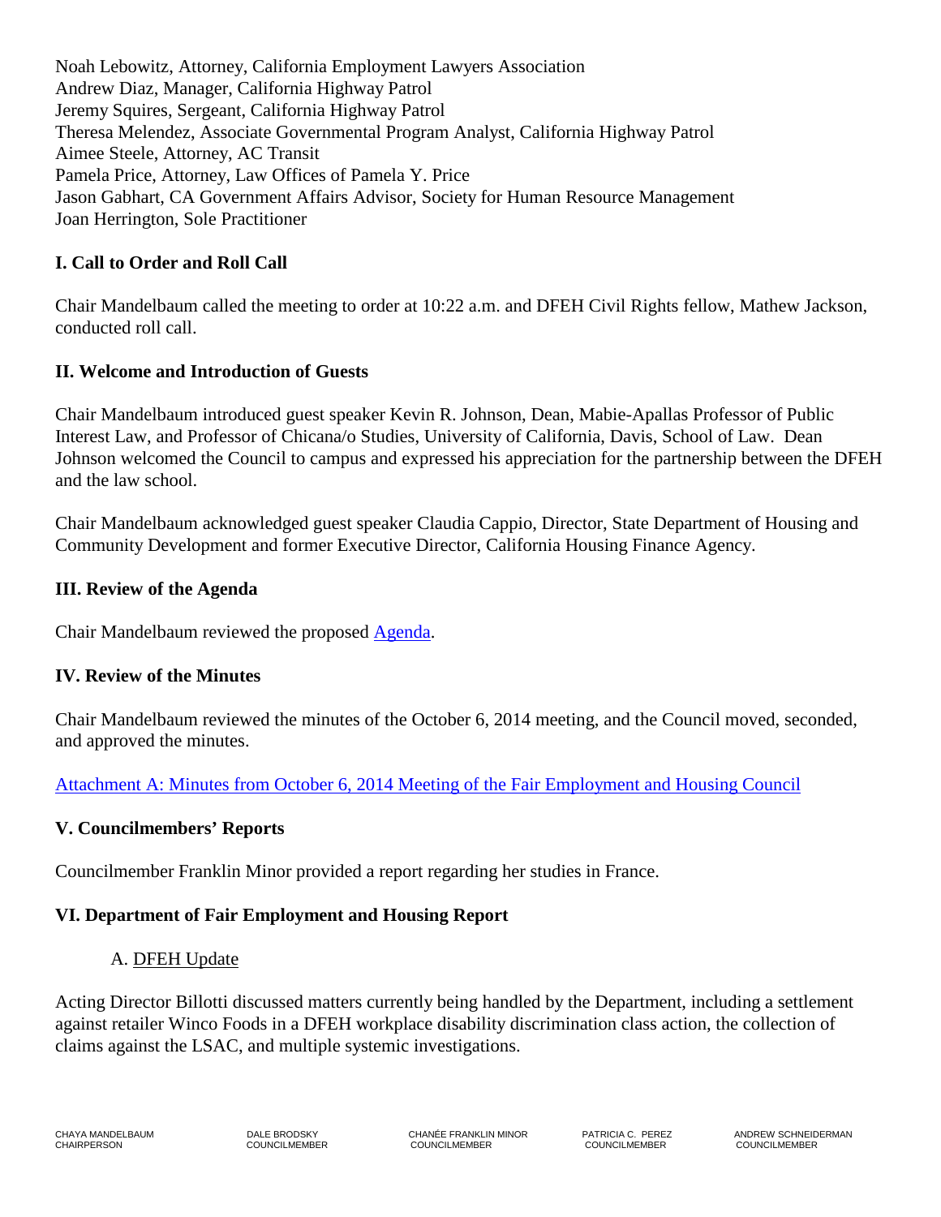Noah Lebowitz, Attorney, California Employment Lawyers Association
Andrew Diaz, Manager, California Highway Patrol
Jeremy Squires, Sergeant, California Highway Patrol
Theresa Melendez, Associate Governmental Program Analyst, California Highway Patrol
Aimee Steele, Attorney, AC Transit
Pamela Price, Attorney, Law Offices of Pamela Y. Price
Jason Gabhart, CA Government Affairs Advisor, Society for Human Resource Management
Joan Herrington, Sole Practitioner

## I. Call to Order and Roll Call

Chair Mandelbaum called the meeting to order at 10:22 a.m. and DFEH Civil Rights fellow, Mathew Jackson, conducted roll call.

## II. Welcome and Introduction of Guests

Chair Mandelbaum introduced guest speaker Kevin R. Johnson, Dean, Mabie-Apallas Professor of Public Interest Law, and Professor of Chicana/o Studies, University of California, Davis, School of Law. Dean Johnson welcomed the Council to campus and expressed his appreciation for the partnership between the DFEH and the law school.

Chair Mandelbaum acknowledged guest speaker Claudia Cappio, Director, State Department of Housing and Community Development and former Executive Director, California Housing Finance Agency.

## III. Review of the Agenda

Chair Mandelbaum reviewed the proposed Agenda.

## IV. Review of the Minutes

Chair Mandelbaum reviewed the minutes of the October 6, 2014 meeting, and the Council moved, seconded, and approved the minutes.

Attachment A: Minutes from October 6, 2014 Meeting of the Fair Employment and Housing Council

## V. Councilmembers' Reports

Councilmember Franklin Minor provided a report regarding her studies in France.

## VI. Department of Fair Employment and Housing Report

### A. DFEH Update

Acting Director Billotti discussed matters currently being handled by the Department, including a settlement against retailer Winco Foods in a DFEH workplace disability discrimination class action, the collection of claims against the LSAC, and multiple systemic investigations.

CHAYA MANDELBAUM, CHAIRPERSON — DALE BRODSKY, COUNCILMEMBER — CHANÉE FRANKLIN MINOR, COUNCILMEMBER — PATRICIA C. PEREZ, COUNCILMEMBER — ANDREW SCHNEIDERMAN, COUNCILMEMBER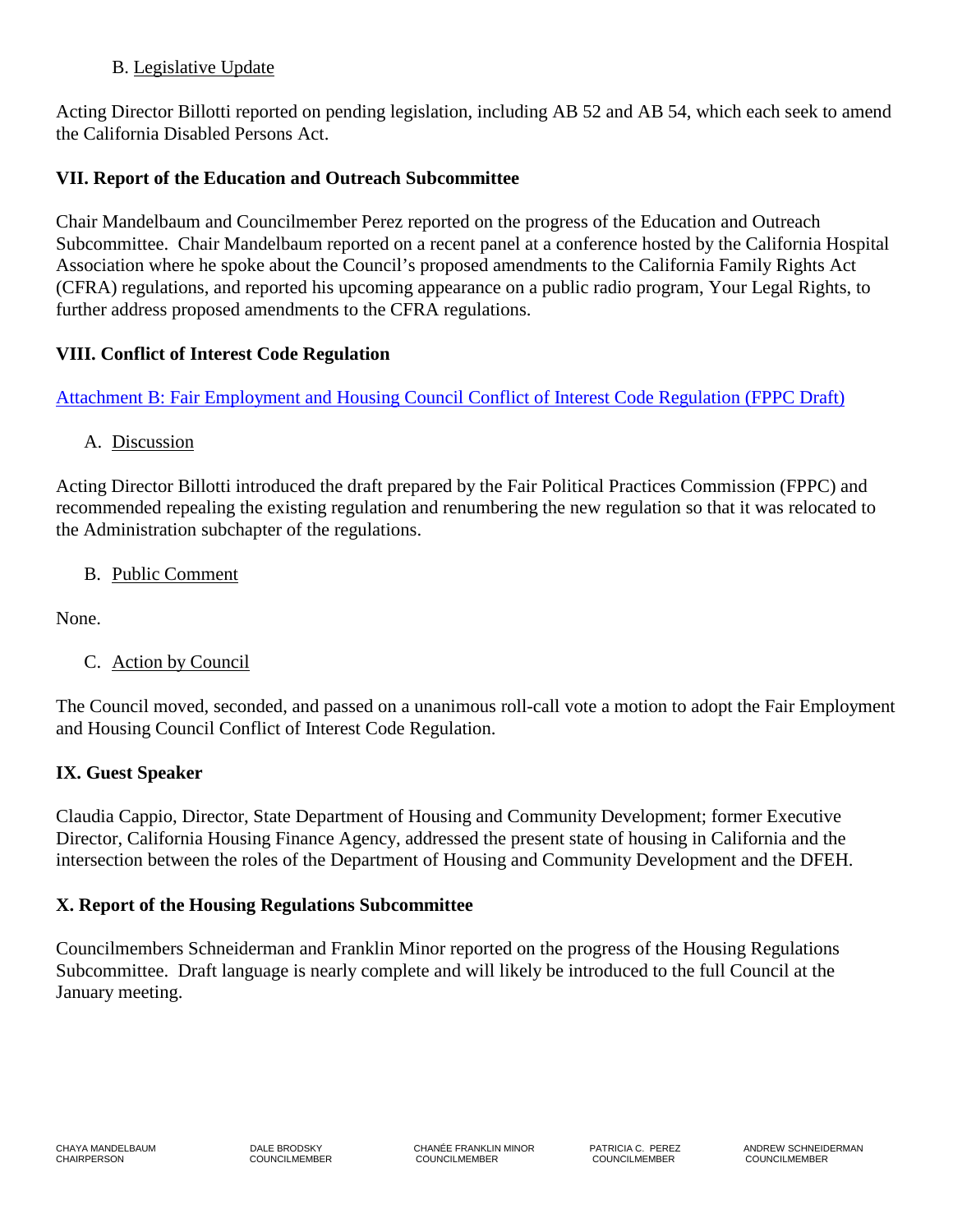B. Legislative Update

Acting Director Billotti reported on pending legislation, including AB 52 and AB 54, which each seek to amend the California Disabled Persons Act.

## VII. Report of the Education and Outreach Subcommittee

Chair Mandelbaum and Councilmember Perez reported on the progress of the Education and Outreach Subcommittee. Chair Mandelbaum reported on a recent panel at a conference hosted by the California Hospital Association where he spoke about the Council's proposed amendments to the California Family Rights Act (CFRA) regulations, and reported his upcoming appearance on a public radio program, Your Legal Rights, to further address proposed amendments to the CFRA regulations.

## VIII. Conflict of Interest Code Regulation

Attachment B: Fair Employment and Housing Council Conflict of Interest Code Regulation (FPPC Draft)

A. Discussion

Acting Director Billotti introduced the draft prepared by the Fair Political Practices Commission (FPPC) and recommended repealing the existing regulation and renumbering the new regulation so that it was relocated to the Administration subchapter of the regulations.

B. Public Comment

None.

C. Action by Council

The Council moved, seconded, and passed on a unanimous roll-call vote a motion to adopt the Fair Employment and Housing Council Conflict of Interest Code Regulation.

## IX. Guest Speaker

Claudia Cappio, Director, State Department of Housing and Community Development; former Executive Director, California Housing Finance Agency, addressed the present state of housing in California and the intersection between the roles of the Department of Housing and Community Development and the DFEH.

## X. Report of the Housing Regulations Subcommittee

Councilmembers Schneiderman and Franklin Minor reported on the progress of the Housing Regulations Subcommittee. Draft language is nearly complete and will likely be introduced to the full Council at the January meeting.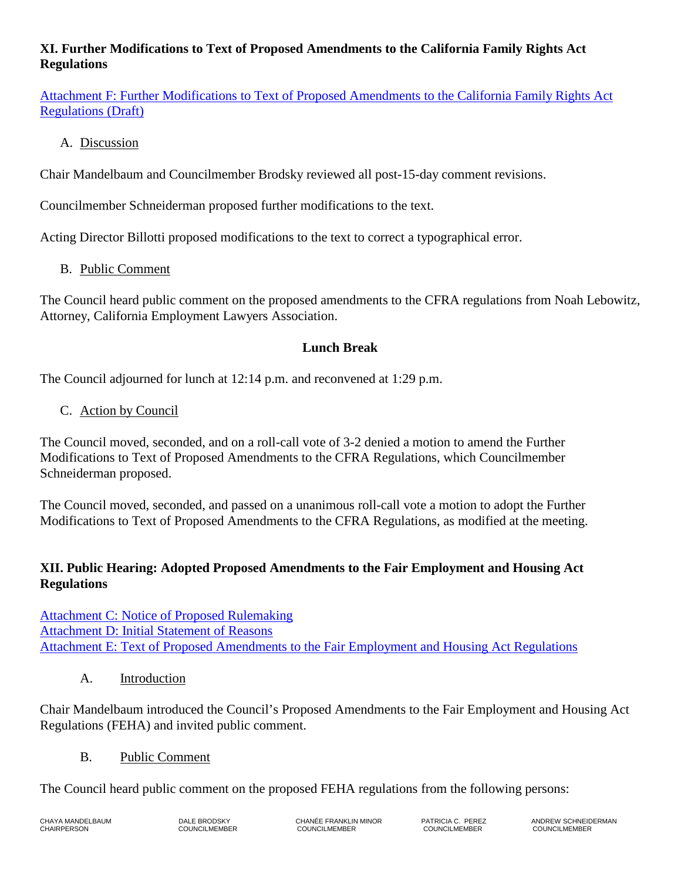### XI. Further Modifications to Text of Proposed Amendments to the California Family Rights Act Regulations

Attachment F: Further Modifications to Text of Proposed Amendments to the California Family Rights Act Regulations (Draft)

A. Discussion

Chair Mandelbaum and Councilmember Brodsky reviewed all post-15-day comment revisions.

Councilmember Schneiderman proposed further modifications to the text.

Acting Director Billotti proposed modifications to the text to correct a typographical error.

B. Public Comment

The Council heard public comment on the proposed amendments to the CFRA regulations from Noah Lebowitz, Attorney, California Employment Lawyers Association.

**Lunch Break**

The Council adjourned for lunch at 12:14 p.m. and reconvened at 1:29 p.m.

C. Action by Council

The Council moved, seconded, and on a roll-call vote of 3-2 denied a motion to amend the Further Modifications to Text of Proposed Amendments to the CFRA Regulations, which Councilmember Schneiderman proposed.

The Council moved, seconded, and passed on a unanimous roll-call vote a motion to adopt the Further Modifications to Text of Proposed Amendments to the CFRA Regulations, as modified at the meeting.

### XII. Public Hearing: Adopted Proposed Amendments to the Fair Employment and Housing Act Regulations

Attachment C: Notice of Proposed Rulemaking
Attachment D: Initial Statement of Reasons
Attachment E: Text of Proposed Amendments to the Fair Employment and Housing Act Regulations

A. Introduction

Chair Mandelbaum introduced the Council's Proposed Amendments to the Fair Employment and Housing Act Regulations (FEHA) and invited public comment.

B. Public Comment

The Council heard public comment on the proposed FEHA regulations from the following persons: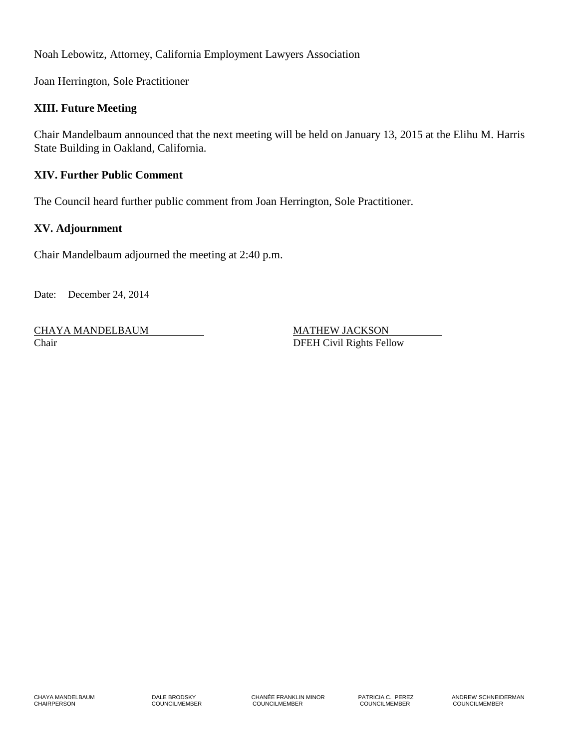Noah Lebowitz, Attorney, California Employment Lawyers Association

Joan Herrington, Sole Practitioner

### XIII. Future Meeting

Chair Mandelbaum announced that the next meeting will be held on January 13, 2015 at the Elihu M. Harris State Building in Oakland, California.

### XIV. Further Public Comment

The Council heard further public comment from Joan Herrington, Sole Practitioner.

### XV. Adjournment

Chair Mandelbaum adjourned the meeting at 2:40 p.m.

Date: December 24, 2014

CHAYA MANDELBAUM
Chair

MATHEW JACKSON
DFEH Civil Rights Fellow

CHAYA MANDELBAUM, CHAIRPERSON — DALE BRODSKY, COUNCILMEMBER — CHANÉE FRANKLIN MINOR, COUNCILMEMBER — PATRICIA C. PEREZ, COUNCILMEMBER — ANDREW SCHNEIDERMAN, COUNCILMEMBER